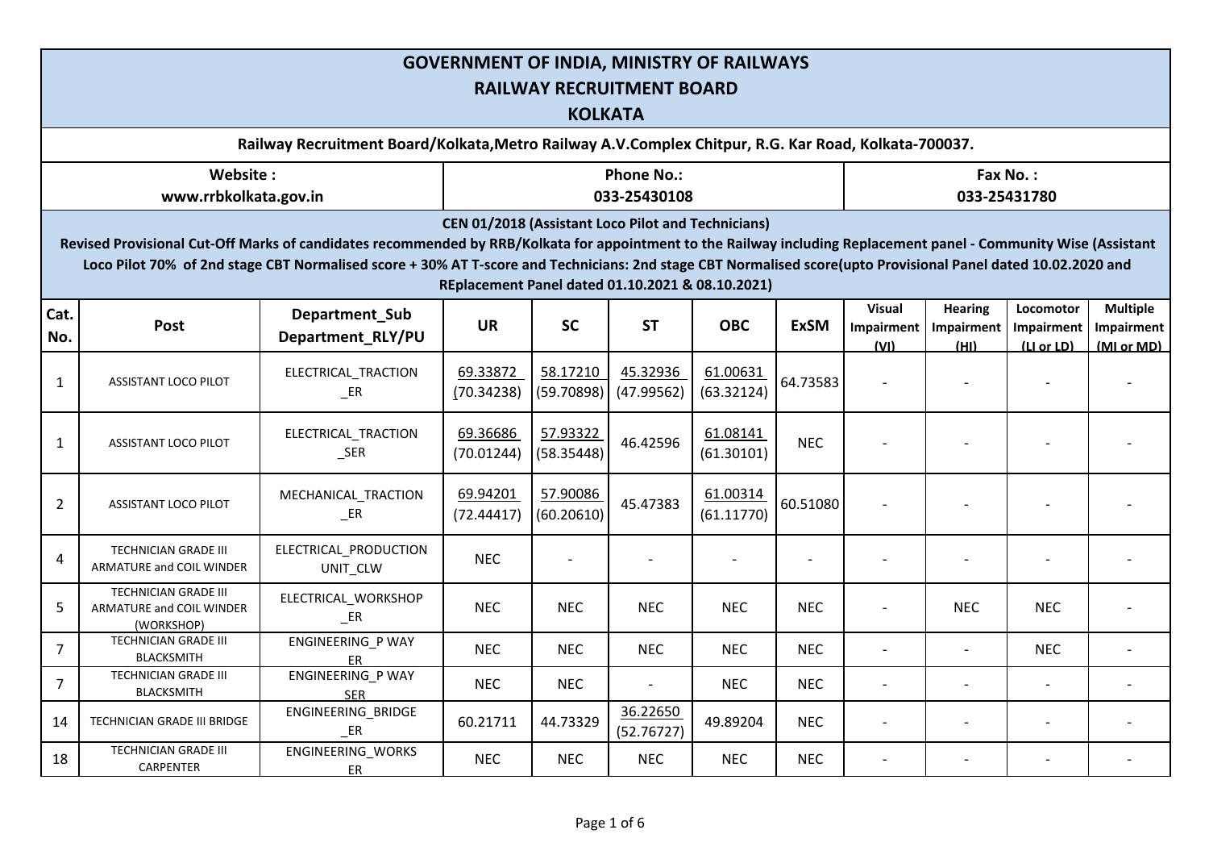# GOVERNMENT OF INDIA, MINISTRY OF RAILWAYS
## RAILWAY RECRUITMENT BOARD
## KOLKATA

**Railway Recruitment Board/Kolkata,Metro Railway A.V.Complex Chitpur, R.G. Kar Road, Kolkata-700037.**

| Website : | Phone No.: | Fax No. : |
|---|---|---|
| www.rrbkolkata.gov.in | 033-25430108 | 033-25431780 |

**CEN 01/2018 (Assistant Loco Pilot and Technicians)**

**Revised Provisional Cut-Off Marks of candidates recommended by RRB/Kolkata for appointment to the Railway including Replacement panel - Community Wise (Assistant Loco Pilot 70% of 2nd stage CBT Normalised score + 30% AT T-score and Technicians: 2nd stage CBT Normalised score(upto Provisional Panel dated 10.02.2020 and REplacement Panel dated 01.10.2021 & 08.10.2021)**

| Cat. No. | Post | Department_Sub Department_RLY/PU | UR | SC | ST | OBC | ExSM | Visual Impairment (VI) | Hearing Impairment (HI) | Locomotor Impairment (LI or LD) | Multiple Impairment (MI or MD) |
|---|---|---|---|---|---|---|---|---|---|---|---|
| 1 | ASSISTANT LOCO PILOT | ELECTRICAL_TRACTION_ER | 69.33872 (70.34238) | 58.17210 (59.70898) | 45.32936 (47.99562) | 61.00631 (63.32124) | 64.73583 | - | - | - | - |
| 1 | ASSISTANT LOCO PILOT | ELECTRICAL_TRACTION_SER | 69.36686 (70.01244) | 57.93322 (58.35448) | 46.42596 | 61.08141 (61.30101) | NEC | - | - | - | - |
| 2 | ASSISTANT LOCO PILOT | MECHANICAL_TRACTION_ER | 69.94201 (72.44417) | 57.90086 (60.20610) | 45.47383 | 61.00314 (61.11770) | 60.51080 | - | - | - | - |
| 4 | TECHNICIAN GRADE III ARMATURE and COIL WINDER | ELECTRICAL_PRODUCTION UNIT_CLW | NEC | - | - | - | - | - | - | - | - |
| 5 | TECHNICIAN GRADE III ARMATURE and COIL WINDER (WORKSHOP) | ELECTRICAL_WORKSHOP_ER | NEC | NEC | NEC | NEC | NEC | - | NEC | NEC | - |
| 7 | TECHNICIAN GRADE III BLACKSMITH | ENGINEERING_P WAY ER | NEC | NEC | NEC | NEC | NEC | - | - | NEC | - |
| 7 | TECHNICIAN GRADE III BLACKSMITH | ENGINEERING_P WAY SER | NEC | NEC | - | NEC | NEC | - | - | - | - |
| 14 | TECHNICIAN GRADE III BRIDGE | ENGINEERING_BRIDGE_ER | 60.21711 | 44.73329 | 36.22650 (52.76727) | 49.89204 | NEC | - | - | - | - |
| 18 | TECHNICIAN GRADE III CARPENTER | ENGINEERING_WORKS ER | NEC | NEC | NEC | NEC | NEC | - | - | - | - |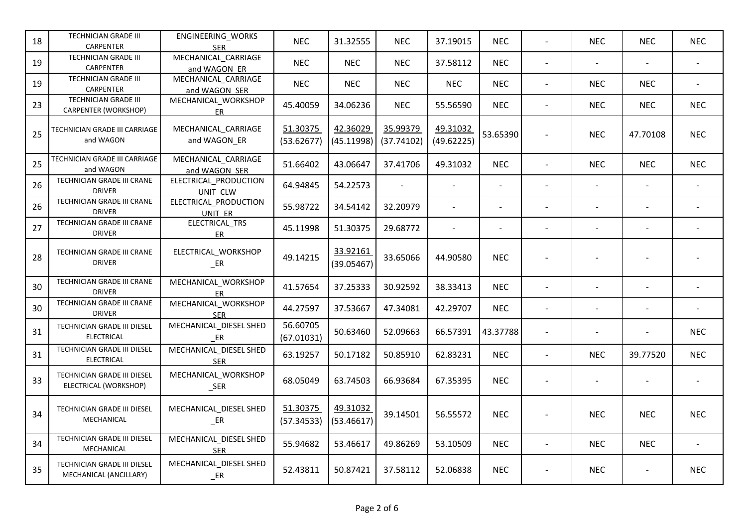| 18 | TECHNICIAN GRADE III CARPENTER | ENGINEERING_WORKS SER | NEC | 31.32555 | NEC | 37.19015 | NEC | - | NEC | NEC | NEC |
|---|---|---|---|---|---|---|---|---|---|---|---|
| 19 | TECHNICIAN GRADE III CARPENTER | MECHANICAL_CARRIAGE and WAGON_ER | NEC | NEC | NEC | 37.58112 | NEC | - | - | - | - |
| 19 | TECHNICIAN GRADE III CARPENTER | MECHANICAL_CARRIAGE and WAGON_SER | NEC | NEC | NEC | NEC | NEC | - | NEC | NEC | - |
| 23 | TECHNICIAN GRADE III CARPENTER (WORKSHOP) | MECHANICAL_WORKSHOP ER | 45.40059 | 34.06236 | NEC | 55.56590 | NEC | - | NEC | NEC | NEC |
| 25 | TECHNICIAN GRADE III CARRIAGE and WAGON | MECHANICAL_CARRIAGE and WAGON_ER | 51.30375 (53.62677) | 42.36029 (45.11998) | 35.99379 (37.74102) | 49.31032 (49.62225) | 53.65390 | - | NEC | 47.70108 | NEC |
| 25 | TECHNICIAN GRADE III CARRIAGE and WAGON | MECHANICAL_CARRIAGE and WAGON_SER | 51.66402 | 43.06647 | 37.41706 | 49.31032 | NEC | - | NEC | NEC | NEC |
| 26 | TECHNICIAN GRADE III CRANE DRIVER | ELECTRICAL_PRODUCTION UNIT_CLW | 64.94845 | 54.22573 | - | - | - | - | - | - | - |
| 26 | TECHNICIAN GRADE III CRANE DRIVER | ELECTRICAL_PRODUCTION UNIT_ER | 55.98722 | 34.54142 | 32.20979 | - | - | - | - | - | - |
| 27 | TECHNICIAN GRADE III CRANE DRIVER | ELECTRICAL_TRS ER | 45.11998 | 51.30375 | 29.68772 | - | - | - | - | - | - |
| 28 | TECHNICIAN GRADE III CRANE DRIVER | ELECTRICAL_WORKSHOP _ER | 49.14215 | 33.92161 (39.05467) | 33.65066 | 44.90580 | NEC | - | - | - | - |
| 30 | TECHNICIAN GRADE III CRANE DRIVER | MECHANICAL_WORKSHOP ER | 41.57654 | 37.25333 | 30.92592 | 38.33413 | NEC | - | - | - | - |
| 30 | TECHNICIAN GRADE III CRANE DRIVER | MECHANICAL_WORKSHOP SER | 44.27597 | 37.53667 | 47.34081 | 42.29707 | NEC | - | - | - | - |
| 31 | TECHNICIAN GRADE III DIESEL ELECTRICAL | MECHANICAL_DIESEL SHED _ER | 56.60705 (67.01031) | 50.63460 | 52.09663 | 66.57391 | 43.37788 | - | - | - | NEC |
| 31 | TECHNICIAN GRADE III DIESEL ELECTRICAL | MECHANICAL_DIESEL SHED SER | 63.19257 | 50.17182 | 50.85910 | 62.83231 | NEC | - | NEC | 39.77520 | NEC |
| 33 | TECHNICIAN GRADE III DIESEL ELECTRICAL (WORKSHOP) | MECHANICAL_WORKSHOP _SER | 68.05049 | 63.74503 | 66.93684 | 67.35395 | NEC | - | - | - | - |
| 34 | TECHNICIAN GRADE III DIESEL MECHANICAL | MECHANICAL_DIESEL SHED _ER | 51.30375 (57.34533) | 49.31032 (53.46617) | 39.14501 | 56.55572 | NEC | - | NEC | NEC | NEC |
| 34 | TECHNICIAN GRADE III DIESEL MECHANICAL | MECHANICAL_DIESEL SHED SER | 55.94682 | 53.46617 | 49.86269 | 53.10509 | NEC | - | NEC | NEC | - |
| 35 | TECHNICIAN GRADE III DIESEL MECHANICAL (ANCILLARY) | MECHANICAL_DIESEL SHED _ER | 52.43811 | 50.87421 | 37.58112 | 52.06838 | NEC | - | NEC | - | NEC |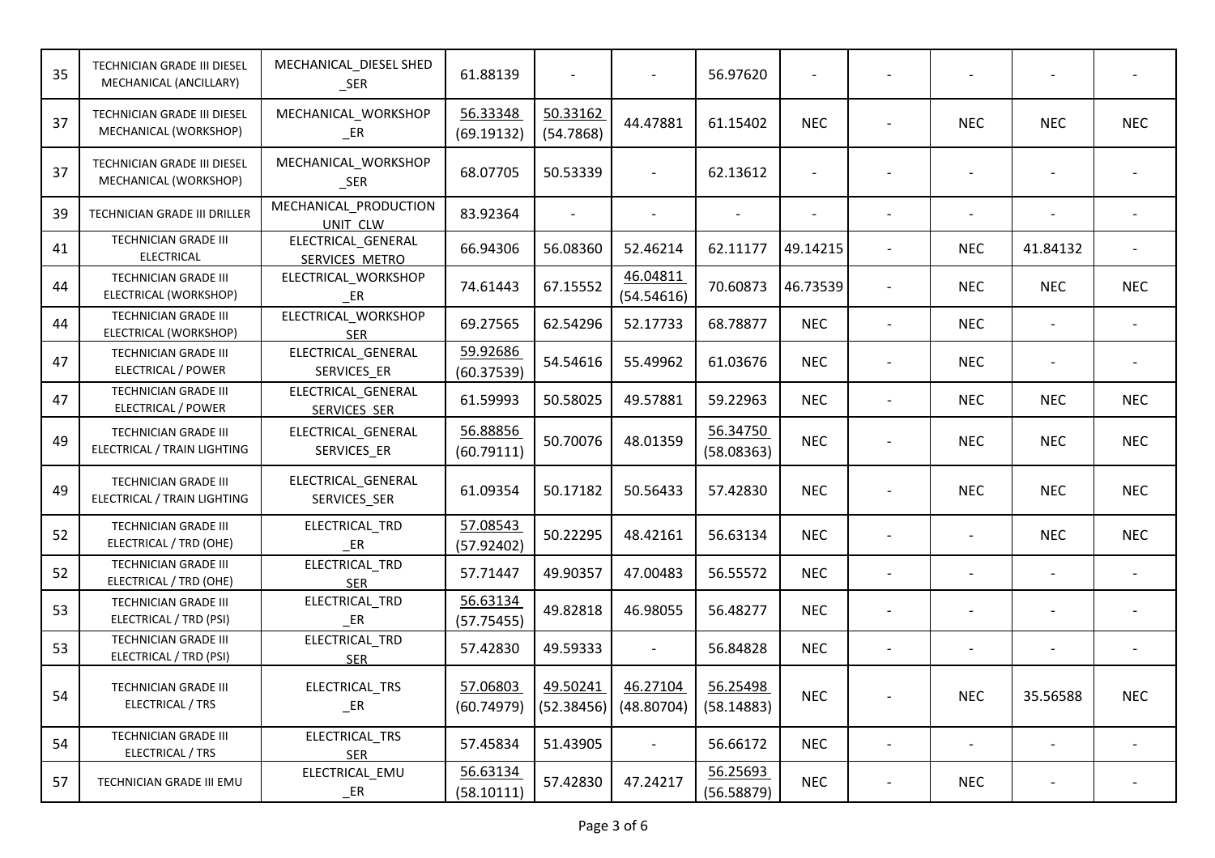| 35 | TECHNICIAN GRADE III DIESEL MECHANICAL (ANCILLARY) | MECHANICAL_DIESEL SHED _SER | 61.88139 | - | - | 56.97620 | - | - | - | - | - |
|---|---|---|---|---|---|---|---|---|---|---|---|
| 37 | TECHNICIAN GRADE III DIESEL MECHANICAL (WORKSHOP) | MECHANICAL_WORKSHOP _ER | 56.33348 (69.19132) | 50.33162 (54.7868) | 44.47881 | 61.15402 | NEC | - | NEC | NEC | NEC |
| 37 | TECHNICIAN GRADE III DIESEL MECHANICAL (WORKSHOP) | MECHANICAL_WORKSHOP _SER | 68.07705 | 50.53339 | - | 62.13612 | - | - | - | - | - |
| 39 | TECHNICIAN GRADE III DRILLER | MECHANICAL_PRODUCTION UNIT_CLW | 83.92364 | - | - | - | - | - | - | - | - |
| 41 | TECHNICIAN GRADE III ELECTRICAL | ELECTRICAL_GENERAL SERVICES_METRO | 66.94306 | 56.08360 | 52.46214 | 62.11177 | 49.14215 | - | NEC | 41.84132 | - |
| 44 | TECHNICIAN GRADE III ELECTRICAL (WORKSHOP) | ELECTRICAL_WORKSHOP _ER | 74.61443 | 67.15552 | 46.04811 (54.54616) | 70.60873 | 46.73539 | - | NEC | NEC | NEC |
| 44 | TECHNICIAN GRADE III ELECTRICAL (WORKSHOP) | ELECTRICAL_WORKSHOP _SER | 69.27565 | 62.54296 | 52.17733 | 68.78877 | NEC | - | NEC | - | - |
| 47 | TECHNICIAN GRADE III ELECTRICAL / POWER | ELECTRICAL_GENERAL SERVICES_ER | 59.92686 (60.37539) | 54.54616 | 55.49962 | 61.03676 | NEC | - | NEC | - | - |
| 47 | TECHNICIAN GRADE III ELECTRICAL / POWER | ELECTRICAL_GENERAL SERVICES_SER | 61.59993 | 50.58025 | 49.57881 | 59.22963 | NEC | - | NEC | NEC | NEC |
| 49 | TECHNICIAN GRADE III ELECTRICAL / TRAIN LIGHTING | ELECTRICAL_GENERAL SERVICES_ER | 56.88856 (60.79111) | 50.70076 | 48.01359 | 56.34750 (58.08363) | NEC | - | NEC | NEC | NEC |
| 49 | TECHNICIAN GRADE III ELECTRICAL / TRAIN LIGHTING | ELECTRICAL_GENERAL SERVICES_SER | 61.09354 | 50.17182 | 50.56433 | 57.42830 | NEC | - | NEC | NEC | NEC |
| 52 | TECHNICIAN GRADE III ELECTRICAL / TRD (OHE) | ELECTRICAL_TRD _ER | 57.08543 (57.92402) | 50.22295 | 48.42161 | 56.63134 | NEC | - | - | NEC | NEC |
| 52 | TECHNICIAN GRADE III ELECTRICAL / TRD (OHE) | ELECTRICAL_TRD _SER | 57.71447 | 49.90357 | 47.00483 | 56.55572 | NEC | - | - | - | - |
| 53 | TECHNICIAN GRADE III ELECTRICAL / TRD (PSI) | ELECTRICAL_TRD _ER | 56.63134 (57.75455) | 49.82818 | 46.98055 | 56.48277 | NEC | - | - | - | - |
| 53 | TECHNICIAN GRADE III ELECTRICAL / TRD (PSI) | ELECTRICAL_TRD _SER | 57.42830 | 49.59333 | - | 56.84828 | NEC | - | - | - | - |
| 54 | TECHNICIAN GRADE III ELECTRICAL / TRS | ELECTRICAL_TRS _ER | 57.06803 (60.74979) | 49.50241 (52.38456) | 46.27104 (48.80704) | 56.25498 (58.14883) | NEC | - | NEC | 35.56588 | NEC |
| 54 | TECHNICIAN GRADE III ELECTRICAL / TRS | ELECTRICAL_TRS _SER | 57.45834 | 51.43905 | - | 56.66172 | NEC | - | - | - | - |
| 57 | TECHNICIAN GRADE III EMU | ELECTRICAL_EMU _ER | 56.63134 (58.10111) | 57.42830 | 47.24217 | 56.25693 (56.58879) | NEC | - | NEC | - | - |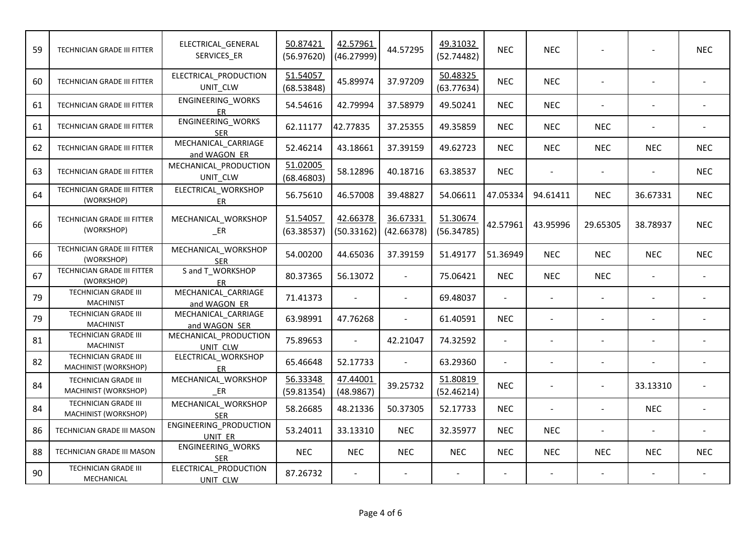| 59 | TECHNICIAN GRADE III FITTER | ELECTRICAL_GENERAL SERVICES_ER | 50.87421 (56.97620) | 42.57961 (46.27999) | 44.57295 | 49.31032 (52.74482) | NEC | NEC | - | - | NEC |
|---|---|---|---|---|---|---|---|---|---|---|---|
| 60 | TECHNICIAN GRADE III FITTER | ELECTRICAL_PRODUCTION UNIT_CLW | 51.54057 (68.53848) | 45.89974 | 37.97209 | 50.48325 (63.77634) | NEC | NEC | - | - | - |
| 61 | TECHNICIAN GRADE III FITTER | ENGINEERING_WORKS ER | 54.54616 | 42.79994 | 37.58979 | 49.50241 | NEC | NEC | - | - | - |
| 61 | TECHNICIAN GRADE III FITTER | ENGINEERING_WORKS SER | 62.11177 | 42.77835 | 37.25355 | 49.35859 | NEC | NEC | NEC | - | - |
| 62 | TECHNICIAN GRADE III FITTER | MECHANICAL_CARRIAGE and WAGON_ER | 52.46214 | 43.18661 | 37.39159 | 49.62723 | NEC | NEC | NEC | NEC | NEC |
| 63 | TECHNICIAN GRADE III FITTER | MECHANICAL_PRODUCTION UNIT_CLW | 51.02005 (68.46803) | 58.12896 | 40.18716 | 63.38537 | NEC | - | - | - | NEC |
| 64 | TECHNICIAN GRADE III FITTER (WORKSHOP) | ELECTRICAL_WORKSHOP ER | 56.75610 | 46.57008 | 39.48827 | 54.06611 | 47.05334 | 94.61411 | NEC | 36.67331 | NEC |
| 66 | TECHNICIAN GRADE III FITTER (WORKSHOP) | MECHANICAL_WORKSHOP _ER | 51.54057 (63.38537) | 42.66378 (50.33162) | 36.67331 (42.66378) | 51.30674 (56.34785) | 42.57961 | 43.95996 | 29.65305 | 38.78937 | NEC |
| 66 | TECHNICIAN GRADE III FITTER (WORKSHOP) | MECHANICAL_WORKSHOP SER | 54.00200 | 44.65036 | 37.39159 | 51.49177 | 51.36949 | NEC | NEC | NEC | NEC |
| 67 | TECHNICIAN GRADE III FITTER (WORKSHOP) | S and T_WORKSHOP ER | 80.37365 | 56.13072 | - | 75.06421 | NEC | NEC | NEC | - | - |
| 79 | TECHNICIAN GRADE III MACHINIST | MECHANICAL_CARRIAGE and WAGON_ER | 71.41373 | - | - | 69.48037 | - | - | - | - | - |
| 79 | TECHNICIAN GRADE III MACHINIST | MECHANICAL_CARRIAGE and WAGON_SER | 63.98991 | 47.76268 | - | 61.40591 | NEC | - | - | - | - |
| 81 | TECHNICIAN GRADE III MACHINIST | MECHANICAL_PRODUCTION UNIT_CLW | 75.89653 | - | 42.21047 | 74.32592 | - | - | - | - | - |
| 82 | TECHNICIAN GRADE III MACHINIST (WORKSHOP) | ELECTRICAL_WORKSHOP ER | 65.46648 | 52.17733 | - | 63.29360 | - | - | - | - | - |
| 84 | TECHNICIAN GRADE III MACHINIST (WORKSHOP) | MECHANICAL_WORKSHOP _ER | 56.33348 (59.81354) | 47.44001 (48.9867) | 39.25732 | 51.80819 (52.46214) | NEC | - | - | 33.13310 | - |
| 84 | TECHNICIAN GRADE III MACHINIST (WORKSHOP) | MECHANICAL_WORKSHOP SER | 58.26685 | 48.21336 | 50.37305 | 52.17733 | NEC | - | - | NEC | - |
| 86 | TECHNICIAN GRADE III MASON | ENGINEERING_PRODUCTION UNIT_ER | 53.24011 | 33.13310 | NEC | 32.35977 | NEC | NEC | - | - | - |
| 88 | TECHNICIAN GRADE III MASON | ENGINEERING_WORKS SER | NEC | NEC | NEC | NEC | NEC | NEC | NEC | NEC | NEC |
| 90 | TECHNICIAN GRADE III MECHANICAL | ELECTRICAL_PRODUCTION UNIT_CLW | 87.26732 | - | - | - | - | - | - | - | - |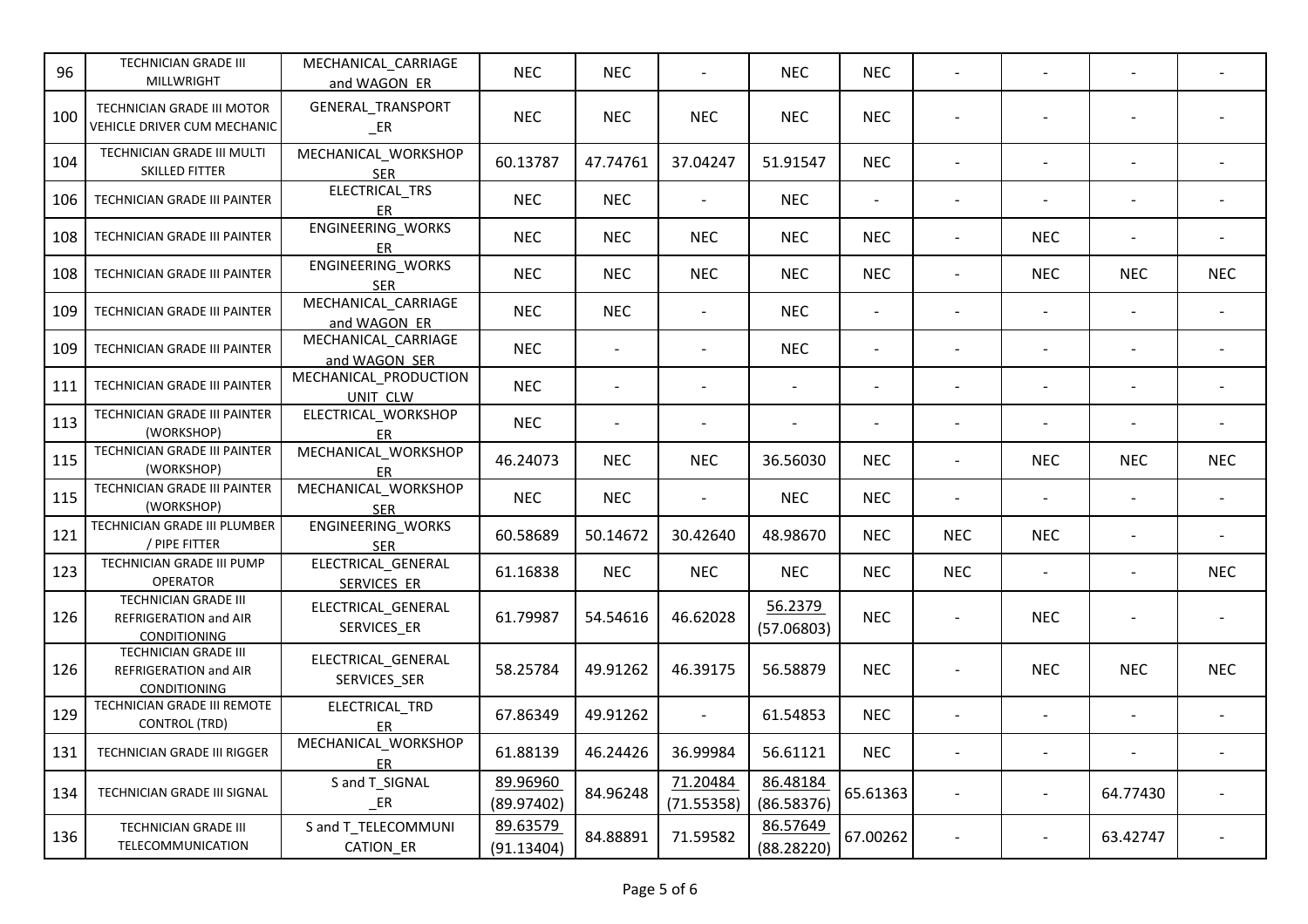| 96 | TECHNICIAN GRADE III MILLWRIGHT | MECHANICAL_CARRIAGE and WAGON_ER | NEC | NEC | - | NEC | NEC | - | - | - | - |
|---|---|---|---|---|---|---|---|---|---|---|---|
| 100 | TECHNICIAN GRADE III MOTOR VEHICLE DRIVER CUM MECHANIC | GENERAL_TRANSPORT _ER | NEC | NEC | NEC | NEC | NEC | - | - | - | - |
| 104 | TECHNICIAN GRADE III MULTI SKILLED FITTER | MECHANICAL_WORKSHOP SER | 60.13787 | 47.74761 | 37.04247 | 51.91547 | NEC | - | - | - | - |
| 106 | TECHNICIAN GRADE III PAINTER | ELECTRICAL_TRS ER | NEC | NEC | - | NEC | - | - | - | - | - |
| 108 | TECHNICIAN GRADE III PAINTER | ENGINEERING_WORKS ER | NEC | NEC | NEC | NEC | NEC | - | NEC | - | - |
| 108 | TECHNICIAN GRADE III PAINTER | ENGINEERING_WORKS SER | NEC | NEC | NEC | NEC | NEC | - | NEC | NEC | NEC |
| 109 | TECHNICIAN GRADE III PAINTER | MECHANICAL_CARRIAGE and WAGON_ER | NEC | NEC | - | NEC | - | - | - | - | - |
| 109 | TECHNICIAN GRADE III PAINTER | MECHANICAL_CARRIAGE and WAGON_SER | NEC | - | - | NEC | - | - | - | - | - |
| 111 | TECHNICIAN GRADE III PAINTER | MECHANICAL_PRODUCTION UNIT_CLW | NEC | - | - | - | - | - | - | - | - |
| 113 | TECHNICIAN GRADE III PAINTER (WORKSHOP) | ELECTRICAL_WORKSHOP ER | NEC | - | - | - | - | - | - | - | - |
| 115 | TECHNICIAN GRADE III PAINTER (WORKSHOP) | MECHANICAL_WORKSHOP ER | 46.24073 | NEC | NEC | 36.56030 | NEC | - | NEC | NEC | NEC |
| 115 | TECHNICIAN GRADE III PAINTER (WORKSHOP) | MECHANICAL_WORKSHOP SER | NEC | NEC | - | NEC | NEC | - | - | - | - |
| 121 | TECHNICIAN GRADE III PLUMBER / PIPE FITTER | ENGINEERING_WORKS SER | 60.58689 | 50.14672 | 30.42640 | 48.98670 | NEC | NEC | NEC | - | - |
| 123 | TECHNICIAN GRADE III PUMP OPERATOR | ELECTRICAL_GENERAL SERVICES_ER | 61.16838 | NEC | NEC | NEC | NEC | NEC | - | - | NEC |
| 126 | TECHNICIAN GRADE III REFRIGERATION and AIR CONDITIONING | ELECTRICAL_GENERAL SERVICES_ER | 61.79987 | 54.54616 | 46.62028 | 56.2379 (57.06803) | NEC | - | NEC | - | - |
| 126 | TECHNICIAN GRADE III REFRIGERATION and AIR CONDITIONING | ELECTRICAL_GENERAL SERVICES_SER | 58.25784 | 49.91262 | 46.39175 | 56.58879 | NEC | - | NEC | NEC | NEC |
| 129 | TECHNICIAN GRADE III REMOTE CONTROL (TRD) | ELECTRICAL_TRD ER | 67.86349 | 49.91262 | - | 61.54853 | NEC | - | - | - | - |
| 131 | TECHNICIAN GRADE III RIGGER | MECHANICAL_WORKSHOP ER | 61.88139 | 46.24426 | 36.99984 | 56.61121 | NEC | - | - | - | - |
| 134 | TECHNICIAN GRADE III SIGNAL | S and T_SIGNAL _ER | 89.96960 (89.97402) | 84.96248 | 71.20484 (71.55358) | 86.48184 (86.58376) | 65.61363 | - | - | 64.77430 | - |
| 136 | TECHNICIAN GRADE III TELECOMMUNICATION | S and T_TELECOMMUNI CATION_ER | 89.63579 (91.13404) | 84.88891 | 71.59582 | 86.57649 (88.28220) | 67.00262 | - | - | 63.42747 | - |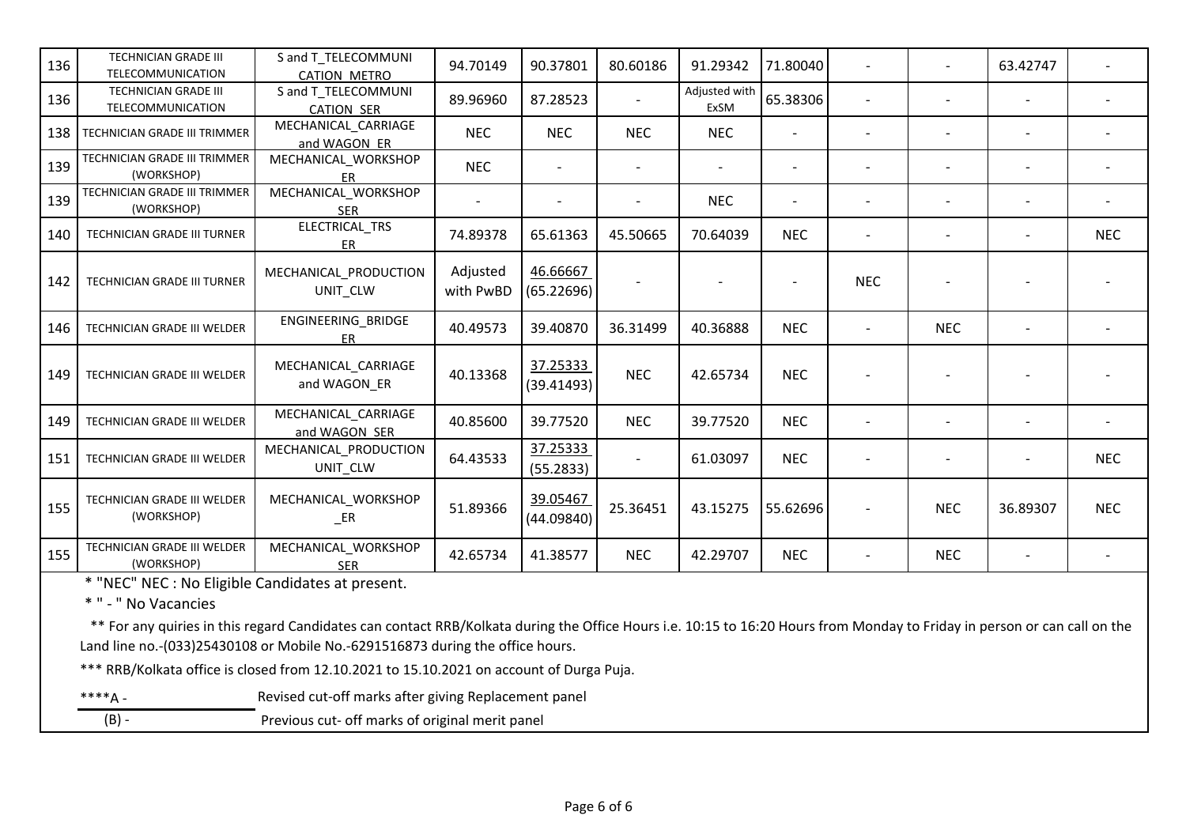| | | | | | | | | | | | | |
|---|---|---|---|---|---|---|---|---|---|---|---|---|
| 136 | TECHNICIAN GRADE III TELECOMMUNICATION | S and T_TELECOMMUNICATION_METRO | 94.70149 | 90.37801 | 80.60186 | 91.29342 | 71.80040 | - | - | 63.42747 | - |
| 136 | TECHNICIAN GRADE III TELECOMMUNICATION | S and T_TELECOMMUNICATION_SER | 89.96960 | 87.28523 | - | Adjusted with ExSM | 65.38306 | - | - | - | - |
| 138 | TECHNICIAN GRADE III TRIMMER | MECHANICAL_CARRIAGE and WAGON_ER | NEC | NEC | NEC | NEC | - | - | - | - | - |
| 139 | TECHNICIAN GRADE III TRIMMER (WORKSHOP) | MECHANICAL_WORKSHOP_ER | NEC | - | - | - | - | - | - | - | - |
| 139 | TECHNICIAN GRADE III TRIMMER (WORKSHOP) | MECHANICAL_WORKSHOP_SER | - | - | - | NEC | - | - | - | - | - |
| 140 | TECHNICIAN GRADE III TURNER | ELECTRICAL_TRS ER | 74.89378 | 65.61363 | 45.50665 | 70.64039 | NEC | - | - | - | NEC |
| 142 | TECHNICIAN GRADE III TURNER | MECHANICAL_PRODUCTION UNIT_CLW | Adjusted with PwBD | 46.66667 (65.22696) | - | - | - | NEC | - | - | - |
| 146 | TECHNICIAN GRADE III WELDER | ENGINEERING_BRIDGE ER | 40.49573 | 39.40870 | 36.31499 | 40.36888 | NEC | - | NEC | - | - |
| 149 | TECHNICIAN GRADE III WELDER | MECHANICAL_CARRIAGE and WAGON_ER | 40.13368 | 37.25333 (39.41493) | NEC | 42.65734 | NEC | - | - | - | - |
| 149 | TECHNICIAN GRADE III WELDER | MECHANICAL_CARRIAGE and WAGON_SER | 40.85600 | 39.77520 | NEC | 39.77520 | NEC | - | - | - | - |
| 151 | TECHNICIAN GRADE III WELDER | MECHANICAL_PRODUCTION UNIT_CLW | 64.43533 | 37.25333 (55.2833) | - | 61.03097 | NEC | - | - | - | NEC |
| 155 | TECHNICIAN GRADE III WELDER (WORKSHOP) | MECHANICAL_WORKSHOP_ER | 51.89366 | 39.05467 (44.09840) | 25.36451 | 43.15275 | 55.62696 | - | NEC | 36.89307 | NEC |
| 155 | TECHNICIAN GRADE III WELDER (WORKSHOP) | MECHANICAL_WORKSHOP_SER | 42.65734 | 41.38577 | NEC | 42.29707 | NEC | - | NEC | - | - |

\* "NEC" NEC : No Eligible Candidates at present.

\* " - " No Vacancies

** For any quiries in this regard Candidates can contact RRB/Kolkata during the Office Hours i.e. 10:15 to 16:20 Hours from Monday to Friday in person or can call on the Land line no.-(033)25430108 or Mobile No.-6291516873 during the office hours.

*** RRB/Kolkata office is closed from 12.10.2021 to 15.10.2021 on account of Durga Puja.

****A - Revised cut-off marks after giving Replacement panel

(B) - Previous cut- off marks of original merit panel